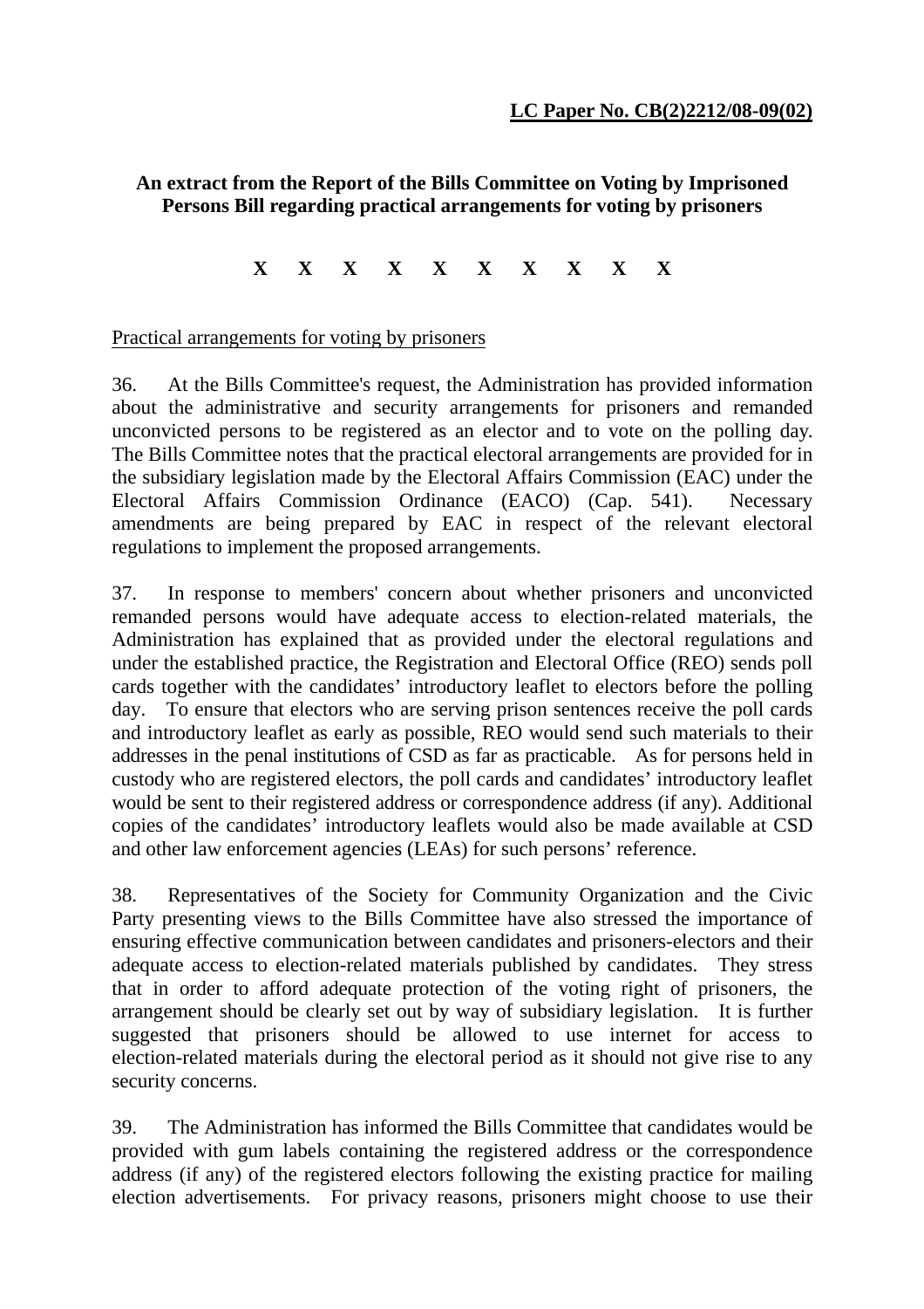**LC Paper No. CB(2)2212/08-09(02)**

**An extract from the Report of the Bills Committee on Voting by Imprisoned Persons Bill regarding practical arrangements for voting by prisoners**

**X X X X X X X X X X**

Practical arrangements for voting by prisoners

36. At the Bills Committee's request, the Administration has provided information about the administrative and security arrangements for prisoners and remanded unconvicted persons to be registered as an elector and to vote on the polling day. The Bills Committee notes that the practical electoral arrangements are provided for in the subsidiary legislation made by the Electoral Affairs Commission (EAC) under the Electoral Affairs Commission Ordinance (EACO) (Cap. 541). Necessary amendments are being prepared by EAC in respect of the relevant electoral regulations to implement the proposed arrangements.

37. In response to members' concern about whether prisoners and unconvicted remanded persons would have adequate access to election-related materials, the Administration has explained that as provided under the electoral regulations and under the established practice, the Registration and Electoral Office (REO) sends poll cards together with the candidates' introductory leaflet to electors before the polling day. To ensure that electors who are serving prison sentences receive the poll cards and introductory leaflet as early as possible, REO would send such materials to their addresses in the penal institutions of CSD as far as practicable. As for persons held in custody who are registered electors, the poll cards and candidates' introductory leaflet would be sent to their registered address or correspondence address (if any). Additional copies of the candidates' introductory leaflets would also be made available at CSD and other law enforcement agencies (LEAs) for such persons' reference.

38. Representatives of the Society for Community Organization and the Civic Party presenting views to the Bills Committee have also stressed the importance of ensuring effective communication between candidates and prisoners-electors and their adequate access to election-related materials published by candidates. They stress that in order to afford adequate protection of the voting right of prisoners, the arrangement should be clearly set out by way of subsidiary legislation. It is further suggested that prisoners should be allowed to use internet for access to election-related materials during the electoral period as it should not give rise to any security concerns.

39. The Administration has informed the Bills Committee that candidates would be provided with gum labels containing the registered address or the correspondence address (if any) of the registered electors following the existing practice for mailing election advertisements. For privacy reasons, prisoners might choose to use their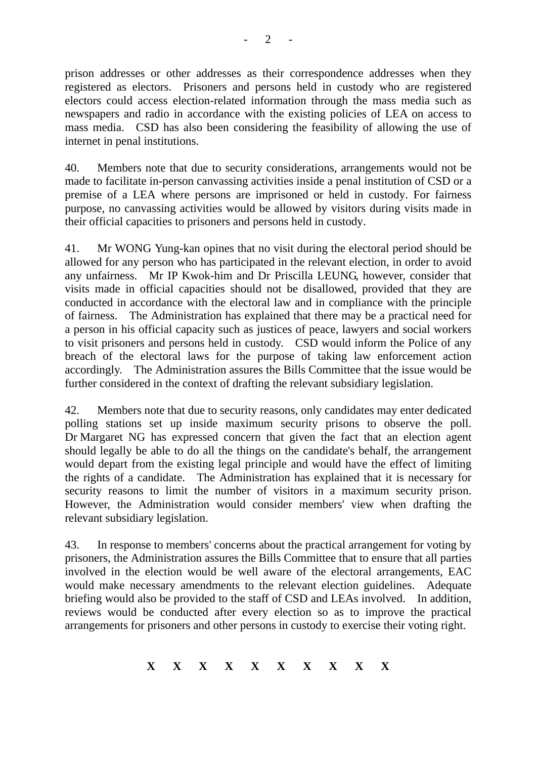prison addresses or other addresses as their correspondence addresses when they registered as electors. Prisoners and persons held in custody who are registered electors could access election-related information through the mass media such as newspapers and radio in accordance with the existing policies of LEA on access to mass media. CSD has also been considering the feasibility of allowing the use of internet in penal institutions.

40. Members note that due to security considerations, arrangements would not be made to facilitate in-person canvassing activities inside a penal institution of CSD or a premise of a LEA where persons are imprisoned or held in custody. For fairness purpose, no canvassing activities would be allowed by visitors during visits made in their official capacities to prisoners and persons held in custody.

41. Mr WONG Yung-kan opines that no visit during the electoral period should be allowed for any person who has participated in the relevant election, in order to avoid any unfairness. Mr IP Kwok-him and Dr Priscilla LEUNG, however, consider that visits made in official capacities should not be disallowed, provided that they are conducted in accordance with the electoral law and in compliance with the principle of fairness. The Administration has explained that there may be a practical need for a person in his official capacity such as justices of peace, lawyers and social workers to visit prisoners and persons held in custody. CSD would inform the Police of any breach of the electoral laws for the purpose of taking law enforcement action accordingly. The Administration assures the Bills Committee that the issue would be further considered in the context of drafting the relevant subsidiary legislation.

42. Members note that due to security reasons, only candidates may enter dedicated polling stations set up inside maximum security prisons to observe the poll. Dr Margaret NG has expressed concern that given the fact that an election agent should legally be able to do all the things on the candidate's behalf, the arrangement would depart from the existing legal principle and would have the effect of limiting the rights of a candidate. The Administration has explained that it is necessary for security reasons to limit the number of visitors in a maximum security prison. However, the Administration would consider members' view when drafting the relevant subsidiary legislation.

43. In response to members' concerns about the practical arrangement for voting by prisoners, the Administration assures the Bills Committee that to ensure that all parties involved in the election would be well aware of the electoral arrangements, EAC would make necessary amendments to the relevant election guidelines. Adequate briefing would also be provided to the staff of CSD and LEAs involved. In addition, reviews would be conducted after every election so as to improve the practical arrangements for prisoners and other persons in custody to exercise their voting right.

**X X X X X X X X X X**